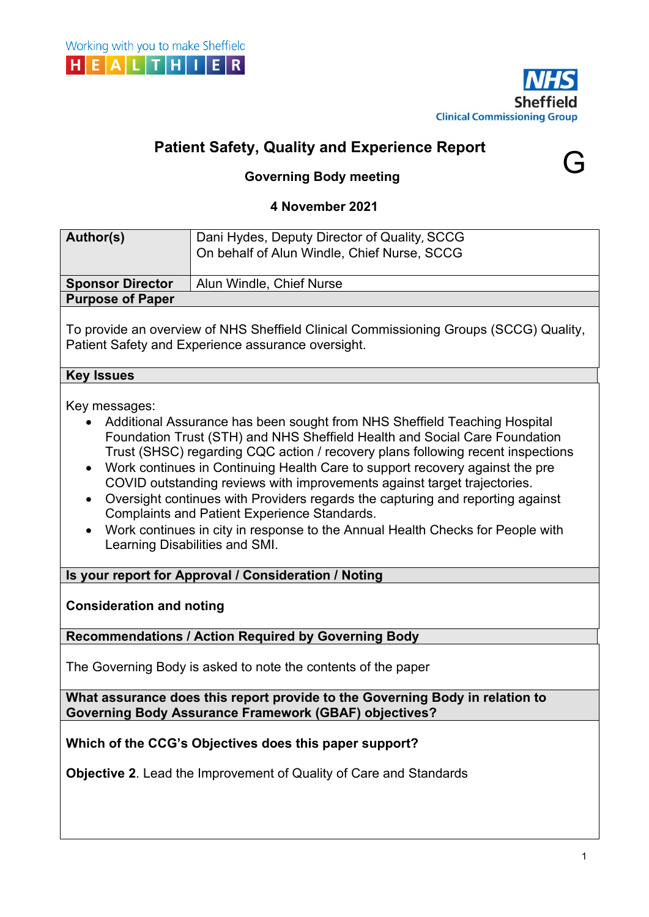Working with you to make Sheffield HEALTHIER

NHS Sheffield Clinical Commissioning Group

# Patient Safety, Quality and Experience Report

G

## Governing Body meeting

## 4 November 2021

| **Author(s)** | Dani Hydes, Deputy Director of Quality, SCCG<br>On behalf of Alun Windle, Chief Nurse, SCCG |
|---|---|
| **Sponsor Director** | Alun Windle, Chief Nurse |

**Purpose of Paper**

To provide an overview of NHS Sheffield Clinical Commissioning Groups (SCCG) Quality, Patient Safety and Experience assurance oversight.

**Key Issues**

Key messages:

- Additional Assurance has been sought from NHS Sheffield Teaching Hospital Foundation Trust (STH) and NHS Sheffield Health and Social Care Foundation Trust (SHSC) regarding CQC action / recovery plans following recent inspections
- Work continues in Continuing Health Care to support recovery against the pre COVID outstanding reviews with improvements against target trajectories.
- Oversight continues with Providers regards the capturing and reporting against Complaints and Patient Experience Standards.
- Work continues in city in response to the Annual Health Checks for People with Learning Disabilities and SMI.

**Is your report for Approval / Consideration / Noting**

**Consideration and noting**

**Recommendations / Action Required by Governing Body**

The Governing Body is asked to note the contents of the paper

**What assurance does this report provide to the Governing Body in relation to Governing Body Assurance Framework (GBAF) objectives?**

**Which of the CCG's Objectives does this paper support?**

**Objective 2**. Lead the Improvement of Quality of Care and Standards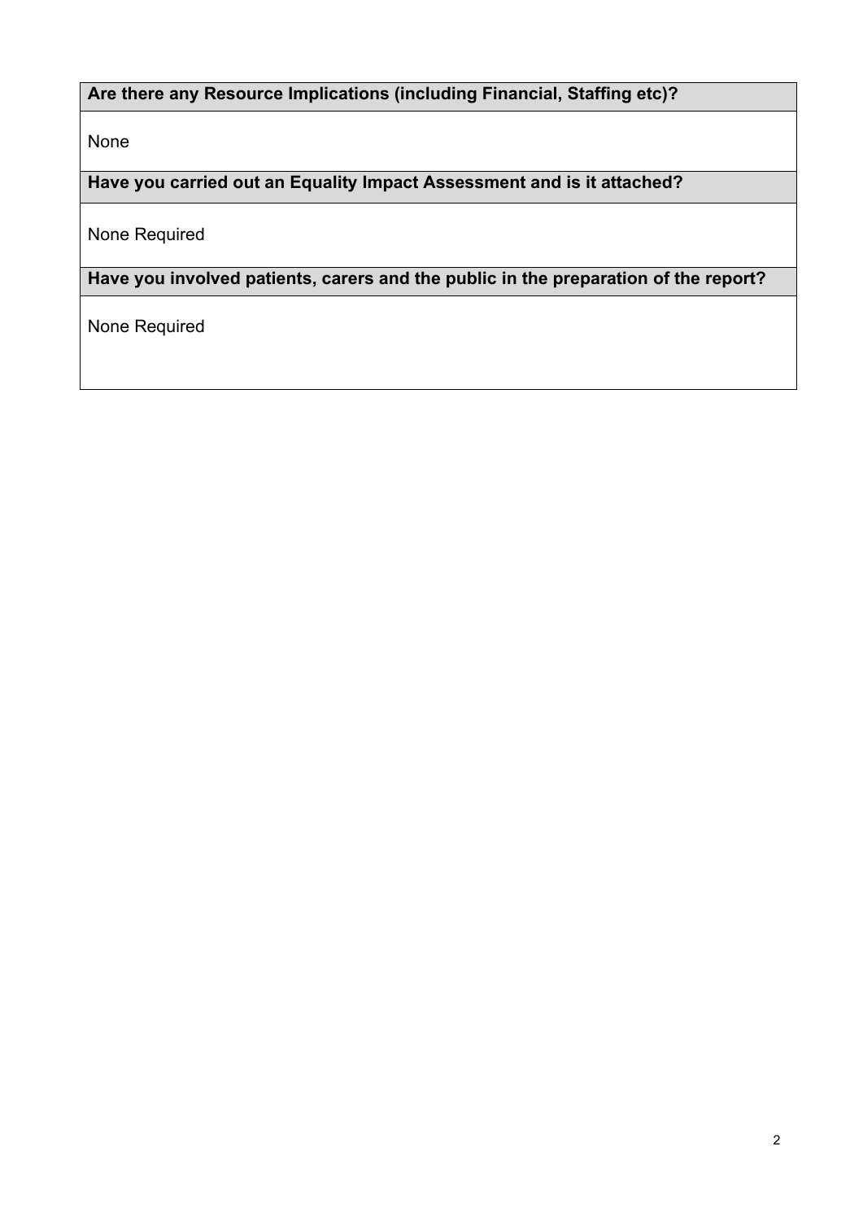**Are there any Resource Implications (including Financial, Staffing etc)?**

None

**Have you carried out an Equality Impact Assessment and is it attached?**

None Required

**Have you involved patients, carers and the public in the preparation of the report?**

None Required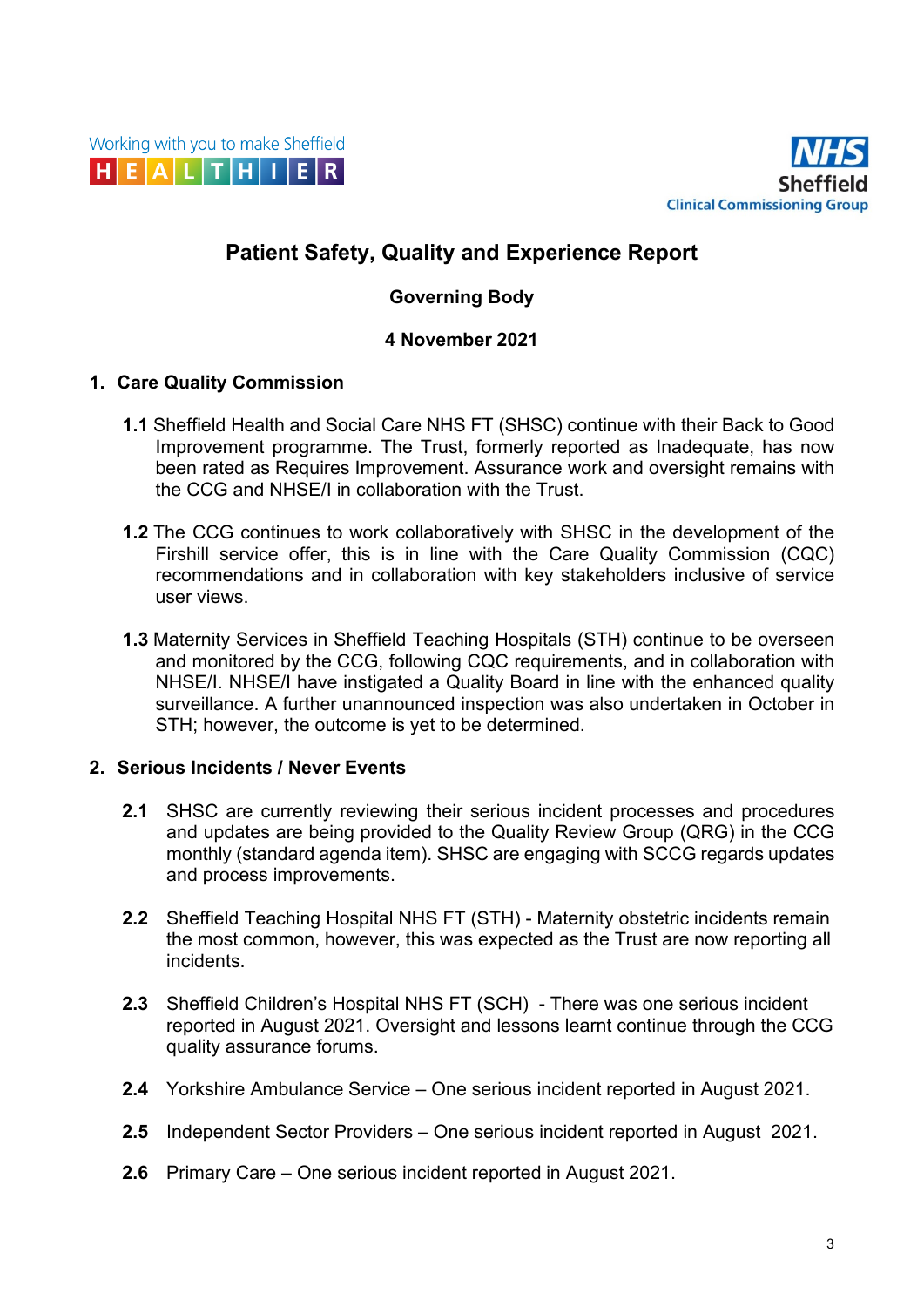Working with you to make Sheffield HEALTHIER

NHS Sheffield Clinical Commissioning Group

# Patient Safety, Quality and Experience Report

**Governing Body**

**4 November 2021**

## 1. Care Quality Commission

**1.1** Sheffield Health and Social Care NHS FT (SHSC) continue with their Back to Good Improvement programme. The Trust, formerly reported as Inadequate, has now been rated as Requires Improvement. Assurance work and oversight remains with the CCG and NHSE/I in collaboration with the Trust.

**1.2** The CCG continues to work collaboratively with SHSC in the development of the Firshill service offer, this is in line with the Care Quality Commission (CQC) recommendations and in collaboration with key stakeholders inclusive of service user views.

**1.3** Maternity Services in Sheffield Teaching Hospitals (STH) continue to be overseen and monitored by the CCG, following CQC requirements, and in collaboration with NHSE/I. NHSE/I have instigated a Quality Board in line with the enhanced quality surveillance. A further unannounced inspection was also undertaken in October in STH; however, the outcome is yet to be determined.

## 2. Serious Incidents / Never Events

**2.1** SHSC are currently reviewing their serious incident processes and procedures and updates are being provided to the Quality Review Group (QRG) in the CCG monthly (standard agenda item). SHSC are engaging with SCCG regards updates and process improvements.

**2.2** Sheffield Teaching Hospital NHS FT (STH) - Maternity obstetric incidents remain the most common, however, this was expected as the Trust are now reporting all incidents.

**2.3** Sheffield Children's Hospital NHS FT (SCH) - There was one serious incident reported in August 2021. Oversight and lessons learnt continue through the CCG quality assurance forums.

**2.4** Yorkshire Ambulance Service – One serious incident reported in August 2021.

**2.5** Independent Sector Providers – One serious incident reported in August 2021.

**2.6** Primary Care – One serious incident reported in August 2021.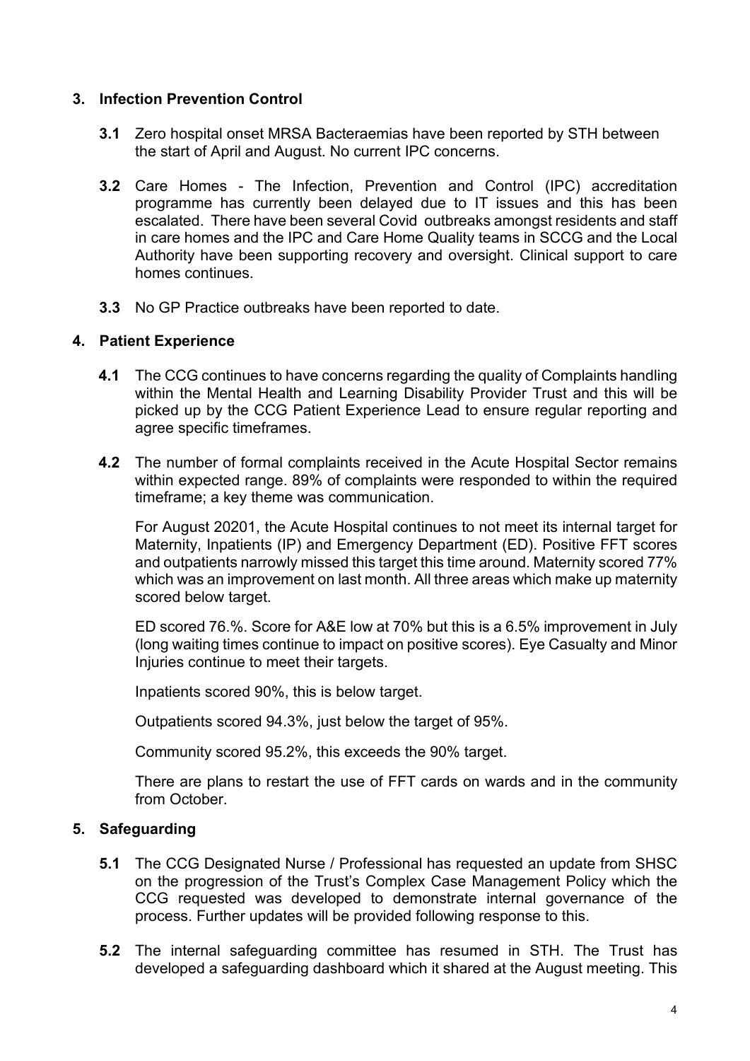## 3. Infection Prevention Control

**3.1** Zero hospital onset MRSA Bacteraemias have been reported by STH between the start of April and August. No current IPC concerns.

**3.2** Care Homes - The Infection, Prevention and Control (IPC) accreditation programme has currently been delayed due to IT issues and this has been escalated. There have been several Covid outbreaks amongst residents and staff in care homes and the IPC and Care Home Quality teams in SCCG and the Local Authority have been supporting recovery and oversight. Clinical support to care homes continues.

**3.3** No GP Practice outbreaks have been reported to date.

## 4. Patient Experience

**4.1** The CCG continues to have concerns regarding the quality of Complaints handling within the Mental Health and Learning Disability Provider Trust and this will be picked up by the CCG Patient Experience Lead to ensure regular reporting and agree specific timeframes.

**4.2** The number of formal complaints received in the Acute Hospital Sector remains within expected range. 89% of complaints were responded to within the required timeframe; a key theme was communication.

For August 20201, the Acute Hospital continues to not meet its internal target for Maternity, Inpatients (IP) and Emergency Department (ED). Positive FFT scores and outpatients narrowly missed this target this time around. Maternity scored 77% which was an improvement on last month. All three areas which make up maternity scored below target.

ED scored 76.%. Score for A&E low at 70% but this is a 6.5% improvement in July (long waiting times continue to impact on positive scores). Eye Casualty and Minor Injuries continue to meet their targets.

Inpatients scored 90%, this is below target.

Outpatients scored 94.3%, just below the target of 95%.

Community scored 95.2%, this exceeds the 90% target.

There are plans to restart the use of FFT cards on wards and in the community from October.

## 5. Safeguarding

**5.1** The CCG Designated Nurse / Professional has requested an update from SHSC on the progression of the Trust's Complex Case Management Policy which the CCG requested was developed to demonstrate internal governance of the process. Further updates will be provided following response to this.

**5.2** The internal safeguarding committee has resumed in STH. The Trust has developed a safeguarding dashboard which it shared at the August meeting. This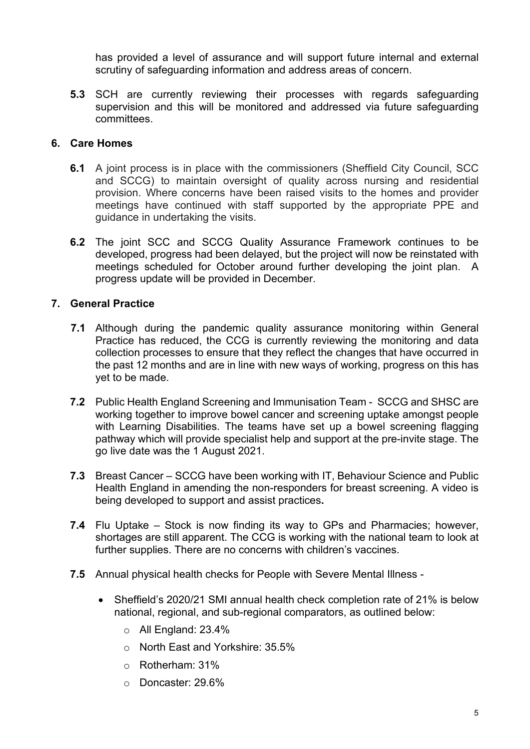has provided a level of assurance and will support future internal and external scrutiny of safeguarding information and address areas of concern.

**5.3** SCH are currently reviewing their processes with regards safeguarding supervision and this will be monitored and addressed via future safeguarding committees.

## 6. Care Homes

**6.1** A joint process is in place with the commissioners (Sheffield City Council, SCC and SCCG) to maintain oversight of quality across nursing and residential provision. Where concerns have been raised visits to the homes and provider meetings have continued with staff supported by the appropriate PPE and guidance in undertaking the visits.

**6.2** The joint SCC and SCCG Quality Assurance Framework continues to be developed, progress had been delayed, but the project will now be reinstated with meetings scheduled for October around further developing the joint plan. A progress update will be provided in December.

## 7. General Practice

**7.1** Although during the pandemic quality assurance monitoring within General Practice has reduced, the CCG is currently reviewing the monitoring and data collection processes to ensure that they reflect the changes that have occurred in the past 12 months and are in line with new ways of working, progress on this has yet to be made.

**7.2** Public Health England Screening and Immunisation Team - SCCG and SHSC are working together to improve bowel cancer and screening uptake amongst people with Learning Disabilities. The teams have set up a bowel screening flagging pathway which will provide specialist help and support at the pre-invite stage. The go live date was the 1 August 2021.

**7.3** Breast Cancer – SCCG have been working with IT, Behaviour Science and Public Health England in amending the non-responders for breast screening. A video is being developed to support and assist practices**.**

**7.4** Flu Uptake – Stock is now finding its way to GPs and Pharmacies; however, shortages are still apparent. The CCG is working with the national team to look at further supplies. There are no concerns with children's vaccines.

**7.5** Annual physical health checks for People with Severe Mental Illness -

- Sheffield's 2020/21 SMI annual health check completion rate of 21% is below national, regional, and sub-regional comparators, as outlined below:
  - All England: 23.4%
  - North East and Yorkshire: 35.5%
  - Rotherham: 31%
  - Doncaster: 29.6%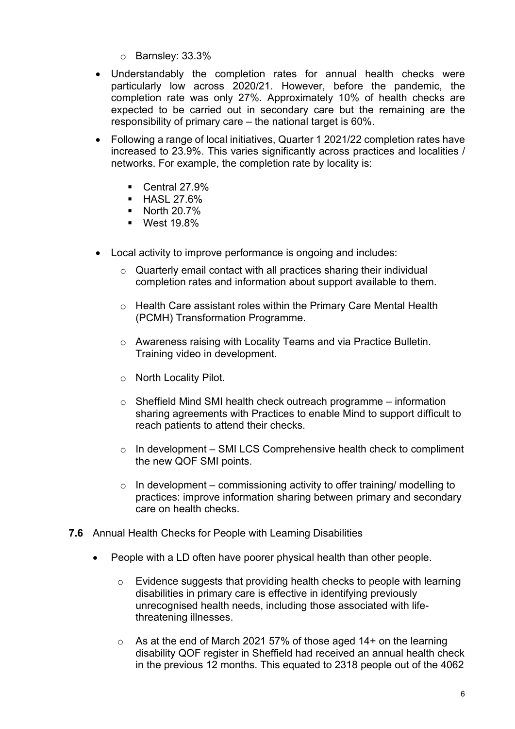- Barnsley: 33.3%

- Understandably the completion rates for annual health checks were particularly low across 2020/21. However, before the pandemic, the completion rate was only 27%. Approximately 10% of health checks are expected to be carried out in secondary care but the remaining are the responsibility of primary care – the national target is 60%.

- Following a range of local initiatives, Quarter 1 2021/22 completion rates have increased to 23.9%. This varies significantly across practices and localities / networks. For example, the completion rate by locality is:
  - Central 27.9%
  - HASL 27.6%
  - North 20.7%
  - West 19.8%

- Local activity to improve performance is ongoing and includes:
  - Quarterly email contact with all practices sharing their individual completion rates and information about support available to them.
  - Health Care assistant roles within the Primary Care Mental Health (PCMH) Transformation Programme.
  - Awareness raising with Locality Teams and via Practice Bulletin. Training video in development.
  - North Locality Pilot.
  - Sheffield Mind SMI health check outreach programme – information sharing agreements with Practices to enable Mind to support difficult to reach patients to attend their checks.
  - In development – SMI LCS Comprehensive health check to compliment the new QOF SMI points.
  - In development – commissioning activity to offer training/ modelling to practices: improve information sharing between primary and secondary care on health checks.

**7.6** Annual Health Checks for People with Learning Disabilities

- People with a LD often have poorer physical health than other people.
  - Evidence suggests that providing health checks to people with learning disabilities in primary care is effective in identifying previously unrecognised health needs, including those associated with life-threatening illnesses.
  - As at the end of March 2021 57% of those aged 14+ on the learning disability QOF register in Sheffield had received an annual health check in the previous 12 months. This equated to 2318 people out of the 4062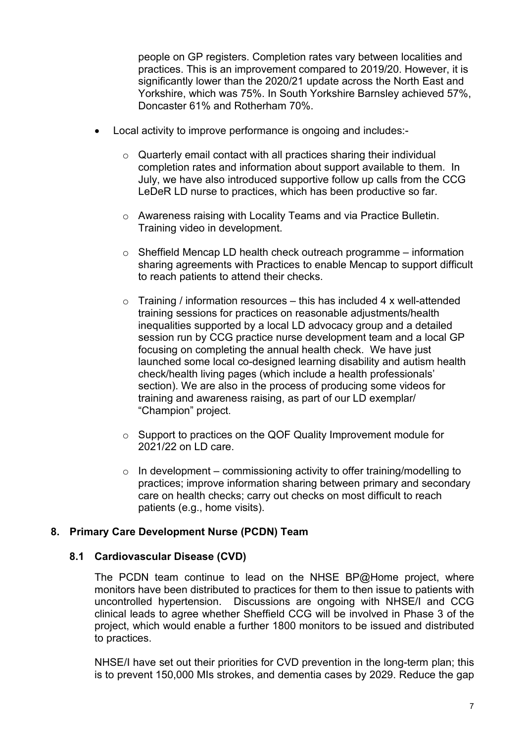people on GP registers. Completion rates vary between localities and practices. This is an improvement compared to 2019/20. However, it is significantly lower than the 2020/21 update across the North East and Yorkshire, which was 75%. In South Yorkshire Barnsley achieved 57%, Doncaster 61% and Rotherham 70%.

- Local activity to improve performance is ongoing and includes:-
  - Quarterly email contact with all practices sharing their individual completion rates and information about support available to them. In July, we have also introduced supportive follow up calls from the CCG LeDeR LD nurse to practices, which has been productive so far.
  - Awareness raising with Locality Teams and via Practice Bulletin. Training video in development.
  - Sheffield Mencap LD health check outreach programme – information sharing agreements with Practices to enable Mencap to support difficult to reach patients to attend their checks.
  - Training / information resources – this has included 4 x well-attended training sessions for practices on reasonable adjustments/health inequalities supported by a local LD advocacy group and a detailed session run by CCG practice nurse development team and a local GP focusing on completing the annual health check. We have just launched some local co-designed learning disability and autism health check/health living pages (which include a health professionals' section). We are also in the process of producing some videos for training and awareness raising, as part of our LD exemplar/ "Champion" project.
  - Support to practices on the QOF Quality Improvement module for 2021/22 on LD care.
  - In development – commissioning activity to offer training/modelling to practices; improve information sharing between primary and secondary care on health checks; carry out checks on most difficult to reach patients (e.g., home visits).

## 8. Primary Care Development Nurse (PCDN) Team

### 8.1 Cardiovascular Disease (CVD)

The PCDN team continue to lead on the NHSE BP@Home project, where monitors have been distributed to practices for them to then issue to patients with uncontrolled hypertension. Discussions are ongoing with NHSE/I and CCG clinical leads to agree whether Sheffield CCG will be involved in Phase 3 of the project, which would enable a further 1800 monitors to be issued and distributed to practices.

NHSE/I have set out their priorities for CVD prevention in the long-term plan; this is to prevent 150,000 MIs strokes, and dementia cases by 2029. Reduce the gap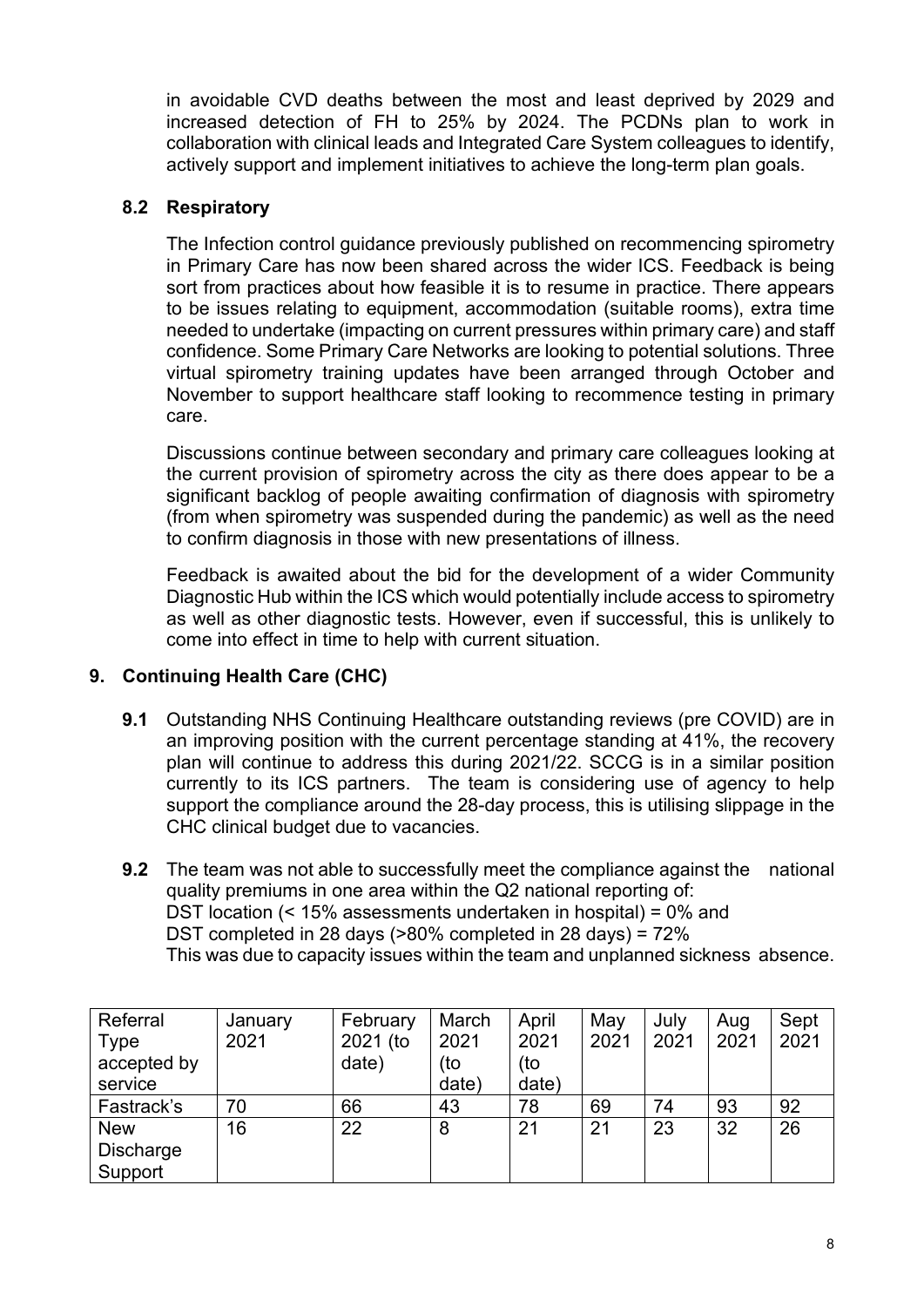in avoidable CVD deaths between the most and least deprived by 2029 and increased detection of FH to 25% by 2024. The PCDNs plan to work in collaboration with clinical leads and Integrated Care System colleagues to identify, actively support and implement initiatives to achieve the long-term plan goals.

### 8.2 Respiratory

The Infection control guidance previously published on recommencing spirometry in Primary Care has now been shared across the wider ICS. Feedback is being sort from practices about how feasible it is to resume in practice. There appears to be issues relating to equipment, accommodation (suitable rooms), extra time needed to undertake (impacting on current pressures within primary care) and staff confidence. Some Primary Care Networks are looking to potential solutions. Three virtual spirometry training updates have been arranged through October and November to support healthcare staff looking to recommence testing in primary care.

Discussions continue between secondary and primary care colleagues looking at the current provision of spirometry across the city as there does appear to be a significant backlog of people awaiting confirmation of diagnosis with spirometry (from when spirometry was suspended during the pandemic) as well as the need to confirm diagnosis in those with new presentations of illness.

Feedback is awaited about the bid for the development of a wider Community Diagnostic Hub within the ICS which would potentially include access to spirometry as well as other diagnostic tests. However, even if successful, this is unlikely to come into effect in time to help with current situation.

## 9. Continuing Health Care (CHC)

**9.1** Outstanding NHS Continuing Healthcare outstanding reviews (pre COVID) are in an improving position with the current percentage standing at 41%, the recovery plan will continue to address this during 2021/22. SCCG is in a similar position currently to its ICS partners. The team is considering use of agency to help support the compliance around the 28-day process, this is utilising slippage in the CHC clinical budget due to vacancies.

**9.2** The team was not able to successfully meet the compliance against the national quality premiums in one area within the Q2 national reporting of:
DST location (< 15% assessments undertaken in hospital) = 0% and
DST completed in 28 days (>80% completed in 28 days) = 72%
This was due to capacity issues within the team and unplanned sickness absence.

| Referral Type accepted by service | January 2021 | February 2021 (to date) | March 2021 (to date) | April 2021 (to date) | May 2021 | July 2021 | Aug 2021 | Sept 2021 |
|---|---|---|---|---|---|---|---|---|
| Fastrack's | 70 | 66 | 43 | 78 | 69 | 74 | 93 | 92 |
| New Discharge Support | 16 | 22 | 8 | 21 | 21 | 23 | 32 | 26 |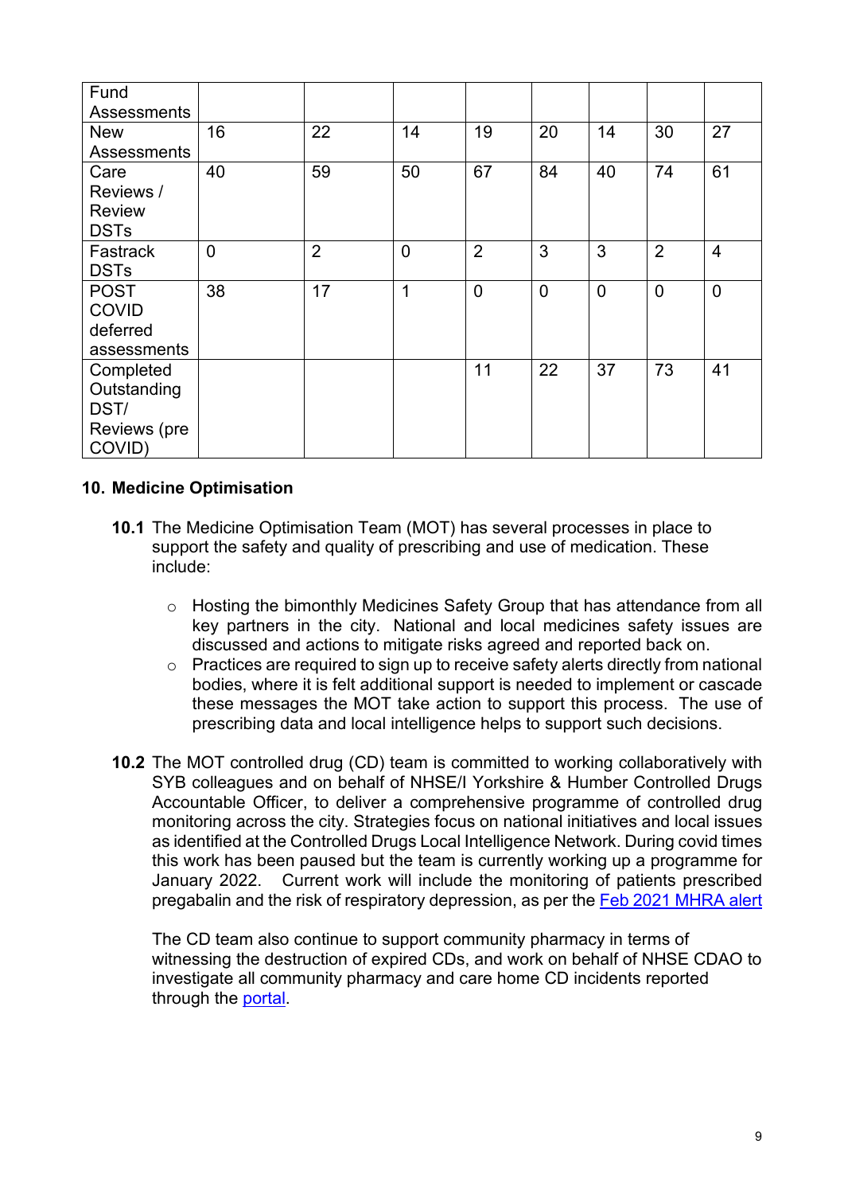| Fund Assessments | | | | | | | | |
|---|---|---|---|---|---|---|---|---|
| New Assessments | 16 | 22 | 14 | 19 | 20 | 14 | 30 | 27 |
| Care Reviews / Review DSTs | 40 | 59 | 50 | 67 | 84 | 40 | 74 | 61 |
| Fastrack DSTs | 0 | 2 | 0 | 2 | 3 | 3 | 2 | 4 |
| POST COVID deferred assessments | 38 | 17 | 1 | 0 | 0 | 0 | 0 | 0 |
| Completed Outstanding DST/ Reviews (pre COVID) | | | | 11 | 22 | 37 | 73 | 41 |

## 10. Medicine Optimisation

**10.1** The Medicine Optimisation Team (MOT) has several processes in place to support the safety and quality of prescribing and use of medication. These include:

- Hosting the bimonthly Medicines Safety Group that has attendance from all key partners in the city. National and local medicines safety issues are discussed and actions to mitigate risks agreed and reported back on.
- Practices are required to sign up to receive safety alerts directly from national bodies, where it is felt additional support is needed to implement or cascade these messages the MOT take action to support this process. The use of prescribing data and local intelligence helps to support such decisions.

**10.2** The MOT controlled drug (CD) team is committed to working collaboratively with SYB colleagues and on behalf of NHSE/I Yorkshire & Humber Controlled Drugs Accountable Officer, to deliver a comprehensive programme of controlled drug monitoring across the city. Strategies focus on national initiatives and local issues as identified at the Controlled Drugs Local Intelligence Network. During covid times this work has been paused but the team is currently working up a programme for January 2022. Current work will include the monitoring of patients prescribed pregabalin and the risk of respiratory depression, as per the Feb 2021 MHRA alert

The CD team also continue to support community pharmacy in terms of witnessing the destruction of expired CDs, and work on behalf of NHSE CDAO to investigate all community pharmacy and care home CD incidents reported through the portal.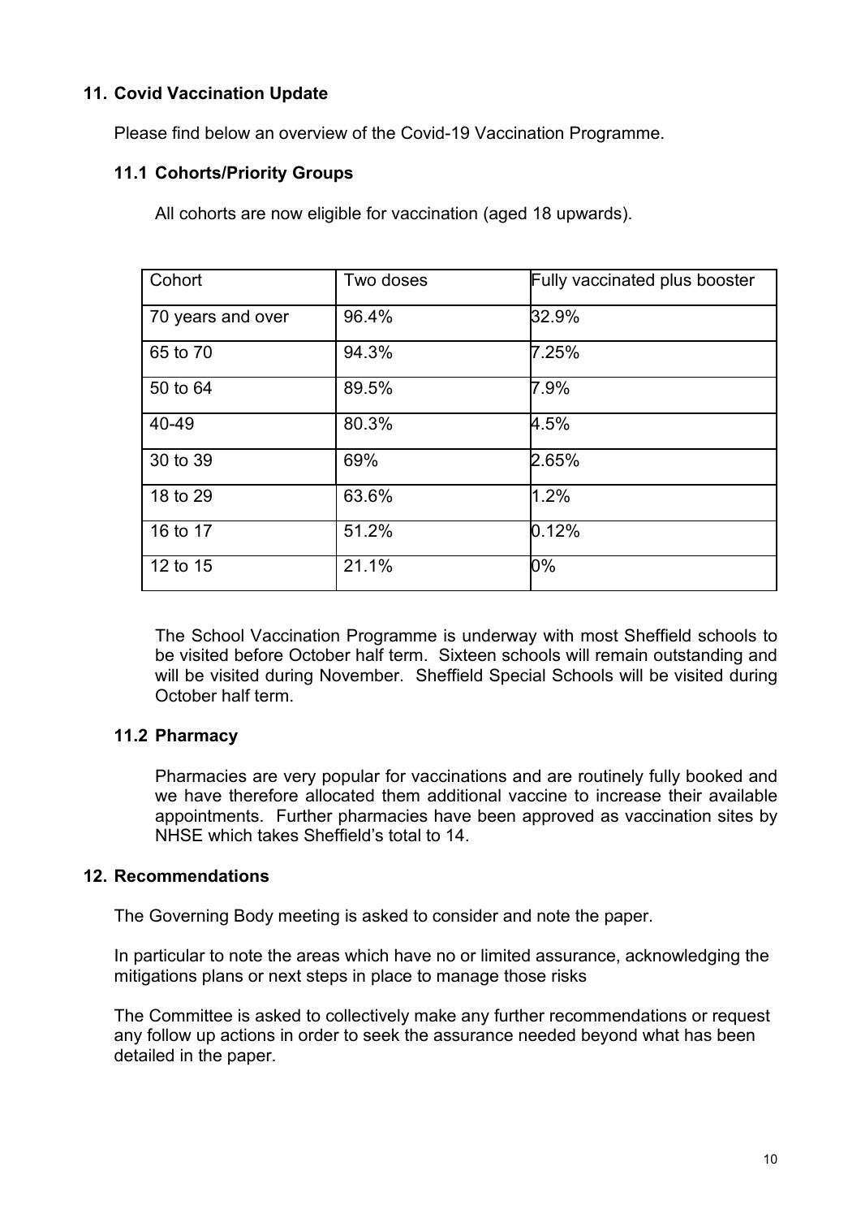## 11. Covid Vaccination Update

Please find below an overview of the Covid-19 Vaccination Programme.

### 11.1 Cohorts/Priority Groups

All cohorts are now eligible for vaccination (aged 18 upwards).

| Cohort | Two doses | Fully vaccinated plus booster |
|---|---|---|
| 70 years and over | 96.4% | 32.9% |
| 65 to 70 | 94.3% | 7.25% |
| 50 to 64 | 89.5% | 7.9% |
| 40-49 | 80.3% | 4.5% |
| 30 to 39 | 69% | 2.65% |
| 18 to 29 | 63.6% | 1.2% |
| 16 to 17 | 51.2% | 0.12% |
| 12 to 15 | 21.1% | 0% |

The School Vaccination Programme is underway with most Sheffield schools to be visited before October half term. Sixteen schools will remain outstanding and will be visited during November. Sheffield Special Schools will be visited during October half term.

### 11.2 Pharmacy

Pharmacies are very popular for vaccinations and are routinely fully booked and we have therefore allocated them additional vaccine to increase their available appointments. Further pharmacies have been approved as vaccination sites by NHSE which takes Sheffield's total to 14.

## 12. Recommendations

The Governing Body meeting is asked to consider and note the paper.

In particular to note the areas which have no or limited assurance, acknowledging the mitigations plans or next steps in place to manage those risks

The Committee is asked to collectively make any further recommendations or request any follow up actions in order to seek the assurance needed beyond what has been detailed in the paper.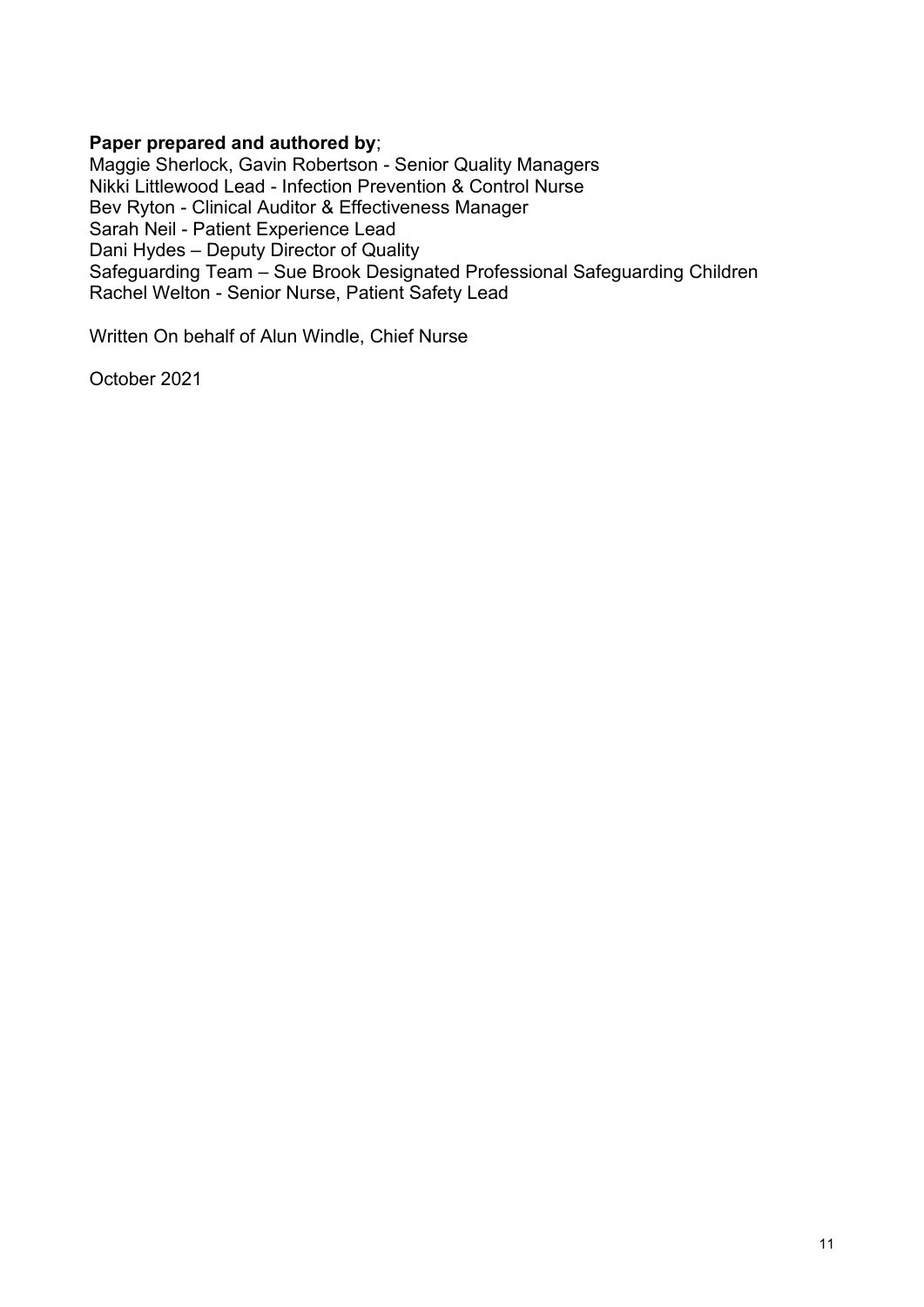**Paper prepared and authored by**;
Maggie Sherlock, Gavin Robertson - Senior Quality Managers
Nikki Littlewood Lead - Infection Prevention & Control Nurse
Bev Ryton - Clinical Auditor & Effectiveness Manager
Sarah Neil - Patient Experience Lead
Dani Hydes – Deputy Director of Quality
Safeguarding Team – Sue Brook Designated Professional Safeguarding Children
Rachel Welton - Senior Nurse, Patient Safety Lead

Written On behalf of Alun Windle, Chief Nurse

October 2021